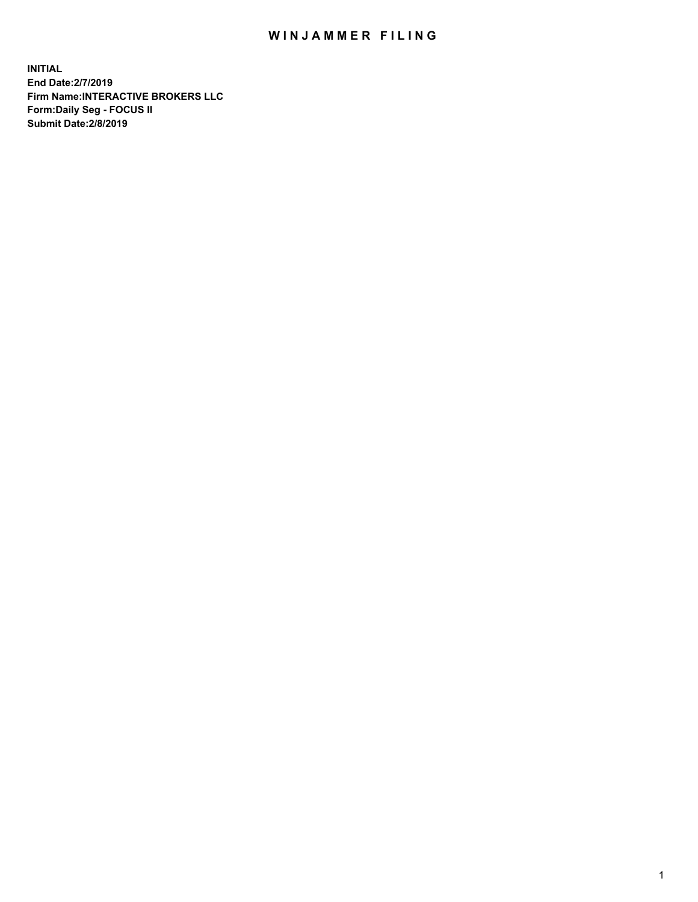# WINJAMMER FILING

**INITIAL**
**End Date:2/7/2019**
**Firm Name:INTERACTIVE BROKERS LLC**
**Form:Daily Seg - FOCUS II**
**Submit Date:2/8/2019**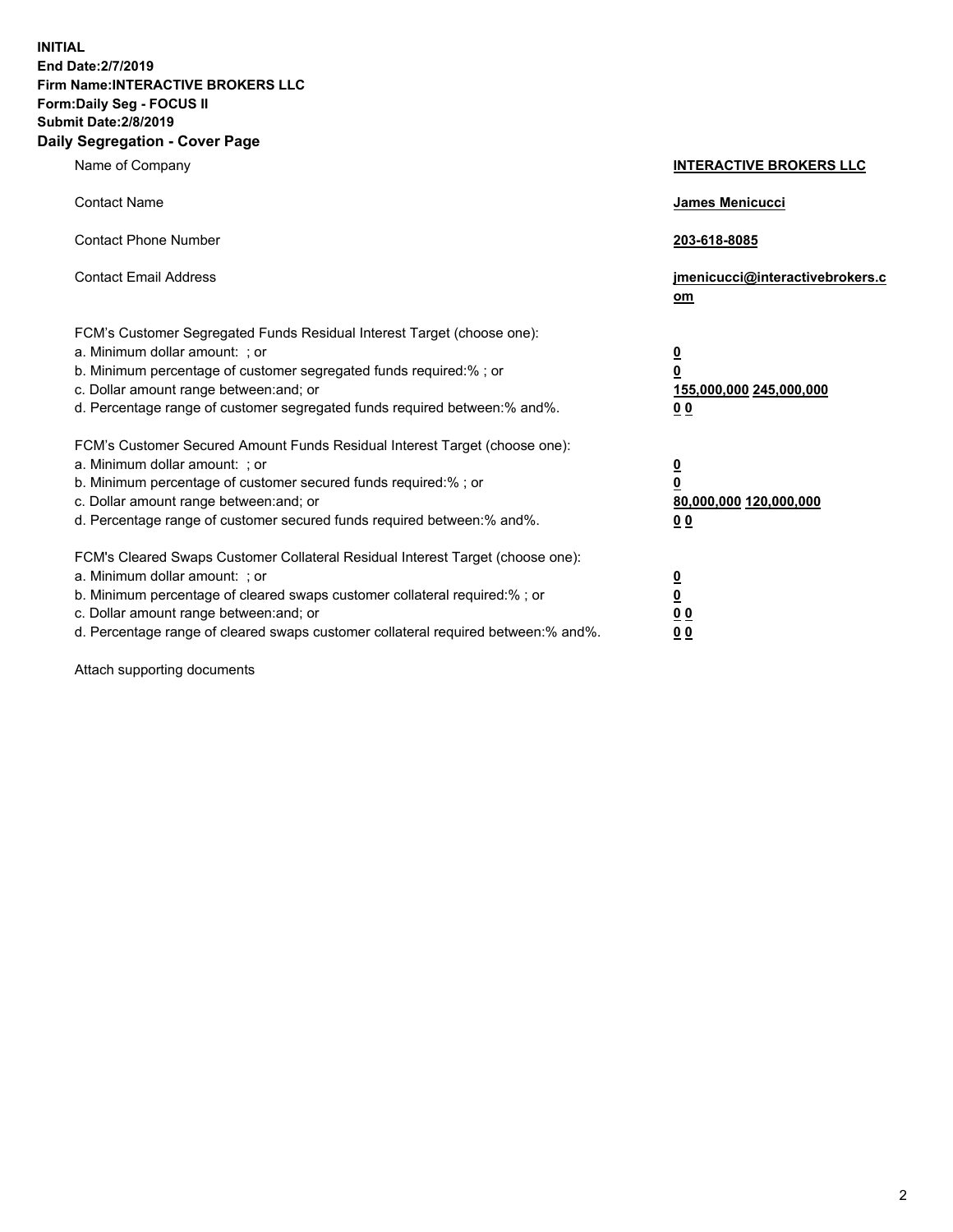**INITIAL**
**End Date:2/7/2019**
**Firm Name:INTERACTIVE BROKERS LLC**
**Form:Daily Seg - FOCUS II**
**Submit Date:2/8/2019**
**Daily Segregation - Cover Page**

| | |
|---|---|
| Name of Company | **INTERACTIVE BROKERS LLC** |
| Contact Name | **James Menicucci** |
| Contact Phone Number | **203-618-8085** |
| Contact Email Address | **jmenicucci@interactivebrokers.com** |

FCM's Customer Segregated Funds Residual Interest Target (choose one):

| | |
|---|---|
| a. Minimum dollar amount: ; or | **0** |
| b. Minimum percentage of customer segregated funds required:% ; or | **0** |
| c. Dollar amount range between:and; or | **155,000,000 245,000,000** |
| d. Percentage range of customer segregated funds required between:% and%. | **0 0** |

FCM's Customer Secured Amount Funds Residual Interest Target (choose one):

| | |
|---|---|
| a. Minimum dollar amount: ; or | **0** |
| b. Minimum percentage of customer secured funds required:% ; or | **0** |
| c. Dollar amount range between:and; or | **80,000,000 120,000,000** |
| d. Percentage range of customer secured funds required between:% and%. | **0 0** |

FCM's Cleared Swaps Customer Collateral Residual Interest Target (choose one):

| | |
|---|---|
| a. Minimum dollar amount: ; or | **0** |
| b. Minimum percentage of cleared swaps customer collateral required:% ; or | **0** |
| c. Dollar amount range between:and; or | **0 0** |
| d. Percentage range of cleared swaps customer collateral required between:% and%. | **0 0** |

Attach supporting documents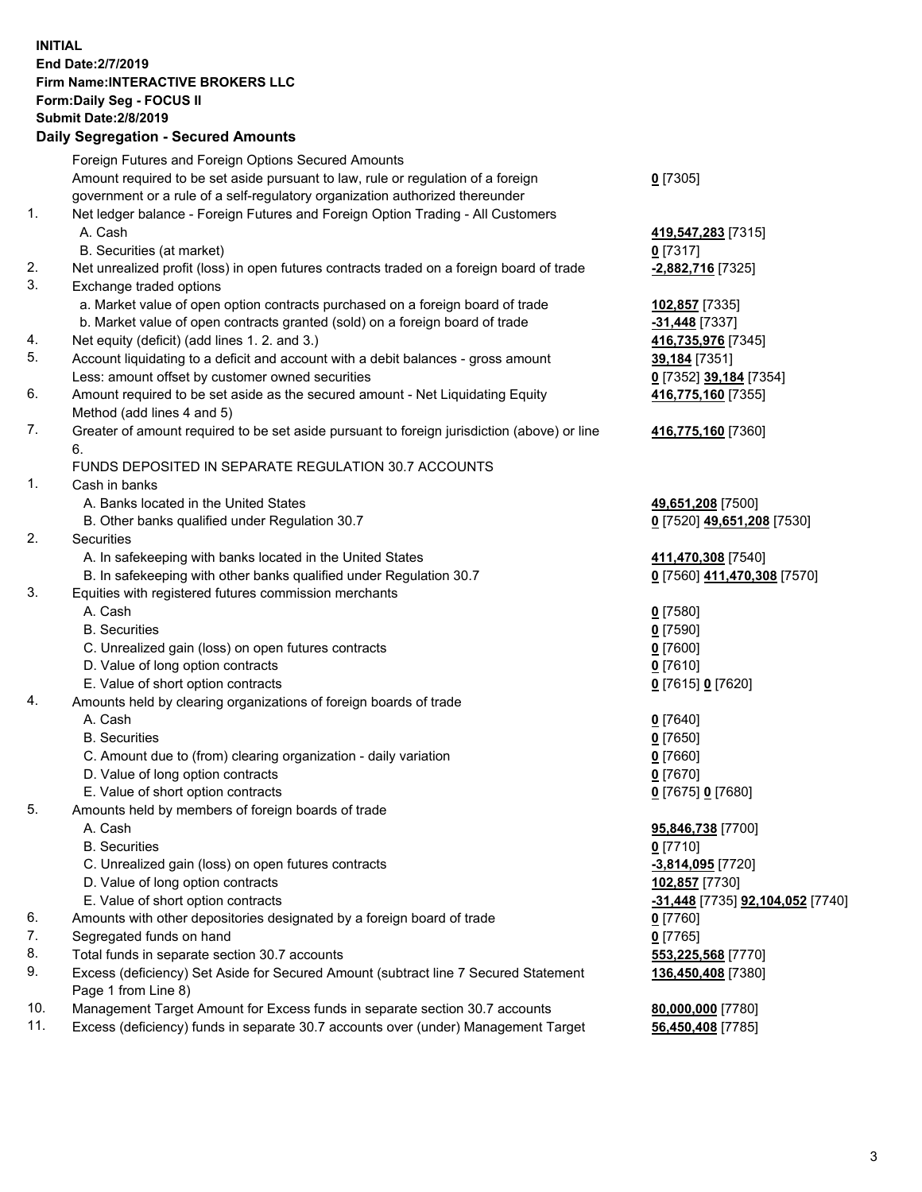**INITIAL**
**End Date:2/7/2019**
**Firm Name:INTERACTIVE BROKERS LLC**
**Form:Daily Seg - FOCUS II**
**Submit Date:2/8/2019**

## Daily Segregation - Secured Amounts

| | | |
|---|---|---|
| | Foreign Futures and Foreign Options Secured Amounts | |
| | Amount required to be set aside pursuant to law, rule or regulation of a foreign government or a rule of a self-regulatory organization authorized thereunder | **0** [7305] |
| 1. | Net ledger balance - Foreign Futures and Foreign Option Trading - All Customers | |
| | A. Cash | **419,547,283** [7315] |
| | B. Securities (at market) | **0** [7317] |
| 2. | Net unrealized profit (loss) in open futures contracts traded on a foreign board of trade | **-2,882,716** [7325] |
| 3. | Exchange traded options | |
| | a. Market value of open option contracts purchased on a foreign board of trade | **102,857** [7335] |
| | b. Market value of open contracts granted (sold) on a foreign board of trade | **-31,448** [7337] |
| 4. | Net equity (deficit) (add lines 1. 2. and 3.) | **416,735,976** [7345] |
| 5. | Account liquidating to a deficit and account with a debit balances - gross amount | **39,184** [7351] |
| | Less: amount offset by customer owned securities | **0** [7352] **39,184** [7354] |
| 6. | Amount required to be set aside as the secured amount - Net Liquidating Equity Method (add lines 4 and 5) | **416,775,160** [7355] |
| 7. | Greater of amount required to be set aside pursuant to foreign jurisdiction (above) or line 6. | **416,775,160** [7360] |
| | FUNDS DEPOSITED IN SEPARATE REGULATION 30.7 ACCOUNTS | |
| 1. | Cash in banks | |
| | A. Banks located in the United States | **49,651,208** [7500] |
| | B. Other banks qualified under Regulation 30.7 | **0** [7520] **49,651,208** [7530] |
| 2. | Securities | |
| | A. In safekeeping with banks located in the United States | **411,470,308** [7540] |
| | B. In safekeeping with other banks qualified under Regulation 30.7 | **0** [7560] **411,470,308** [7570] |
| 3. | Equities with registered futures commission merchants | |
| | A. Cash | **0** [7580] |
| | B. Securities | **0** [7590] |
| | C. Unrealized gain (loss) on open futures contracts | **0** [7600] |
| | D. Value of long option contracts | **0** [7610] |
| | E. Value of short option contracts | **0** [7615] **0** [7620] |
| 4. | Amounts held by clearing organizations of foreign boards of trade | |
| | A. Cash | **0** [7640] |
| | B. Securities | **0** [7650] |
| | C. Amount due to (from) clearing organization - daily variation | **0** [7660] |
| | D. Value of long option contracts | **0** [7670] |
| | E. Value of short option contracts | **0** [7675] **0** [7680] |
| 5. | Amounts held by members of foreign boards of trade | |
| | A. Cash | **95,846,738** [7700] |
| | B. Securities | **0** [7710] |
| | C. Unrealized gain (loss) on open futures contracts | **-3,814,095** [7720] |
| | D. Value of long option contracts | **102,857** [7730] |
| | E. Value of short option contracts | **-31,448** [7735] **92,104,052** [7740] |
| 6. | Amounts with other depositories designated by a foreign board of trade | **0** [7760] |
| 7. | Segregated funds on hand | **0** [7765] |
| 8. | Total funds in separate section 30.7 accounts | **553,225,568** [7770] |
| 9. | Excess (deficiency) Set Aside for Secured Amount (subtract line 7 Secured Statement Page 1 from Line 8) | **136,450,408** [7380] |
| 10. | Management Target Amount for Excess funds in separate section 30.7 accounts | **80,000,000** [7780] |
| 11. | Excess (deficiency) funds in separate 30.7 accounts over (under) Management Target | **56,450,408** [7785] |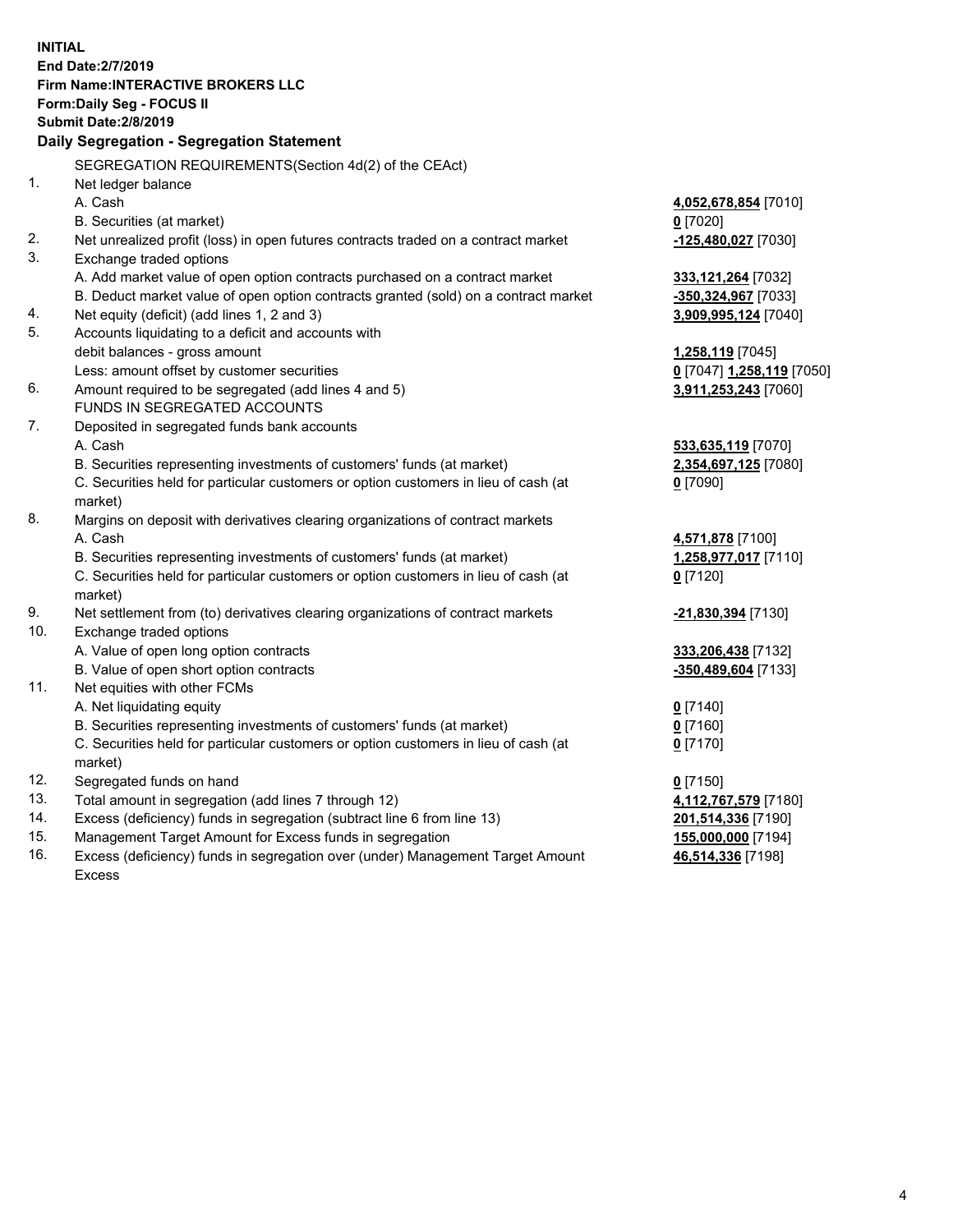**INITIAL**
**End Date:2/7/2019**
**Firm Name:INTERACTIVE BROKERS LLC**
**Form:Daily Seg - FOCUS II**
**Submit Date:2/8/2019**

### Daily Segregation - Segregation Statement

| | | |
|---|---|---|
| | SEGREGATION REQUIREMENTS(Section 4d(2) of the CEAct) | |
| 1. | Net ledger balance | |
| | A. Cash | **4,052,678,854** [7010] |
| | B. Securities (at market) | **0** [7020] |
| 2. | Net unrealized profit (loss) in open futures contracts traded on a contract market | **-125,480,027** [7030] |
| 3. | Exchange traded options | |
| | A. Add market value of open option contracts purchased on a contract market | **333,121,264** [7032] |
| | B. Deduct market value of open option contracts granted (sold) on a contract market | **-350,324,967** [7033] |
| 4. | Net equity (deficit) (add lines 1, 2 and 3) | **3,909,995,124** [7040] |
| 5. | Accounts liquidating to a deficit and accounts with | |
| | debit balances - gross amount | **1,258,119** [7045] |
| | Less: amount offset by customer securities | **0** [7047] **1,258,119** [7050] |
| 6. | Amount required to be segregated (add lines 4 and 5) | **3,911,253,243** [7060] |
| | FUNDS IN SEGREGATED ACCOUNTS | |
| 7. | Deposited in segregated funds bank accounts | |
| | A. Cash | **533,635,119** [7070] |
| | B. Securities representing investments of customers' funds (at market) | **2,354,697,125** [7080] |
| | C. Securities held for particular customers or option customers in lieu of cash (at market) | **0** [7090] |
| 8. | Margins on deposit with derivatives clearing organizations of contract markets | |
| | A. Cash | **4,571,878** [7100] |
| | B. Securities representing investments of customers' funds (at market) | **1,258,977,017** [7110] |
| | C. Securities held for particular customers or option customers in lieu of cash (at market) | **0** [7120] |
| 9. | Net settlement from (to) derivatives clearing organizations of contract markets | **-21,830,394** [7130] |
| 10. | Exchange traded options | |
| | A. Value of open long option contracts | **333,206,438** [7132] |
| | B. Value of open short option contracts | **-350,489,604** [7133] |
| 11. | Net equities with other FCMs | |
| | A. Net liquidating equity | **0** [7140] |
| | B. Securities representing investments of customers' funds (at market) | **0** [7160] |
| | C. Securities held for particular customers or option customers in lieu of cash (at market) | **0** [7170] |
| 12. | Segregated funds on hand | **0** [7150] |
| 13. | Total amount in segregation (add lines 7 through 12) | **4,112,767,579** [7180] |
| 14. | Excess (deficiency) funds in segregation (subtract line 6 from line 13) | **201,514,336** [7190] |
| 15. | Management Target Amount for Excess funds in segregation | **155,000,000** [7194] |
| 16. | Excess (deficiency) funds in segregation over (under) Management Target Amount Excess | **46,514,336** [7198] |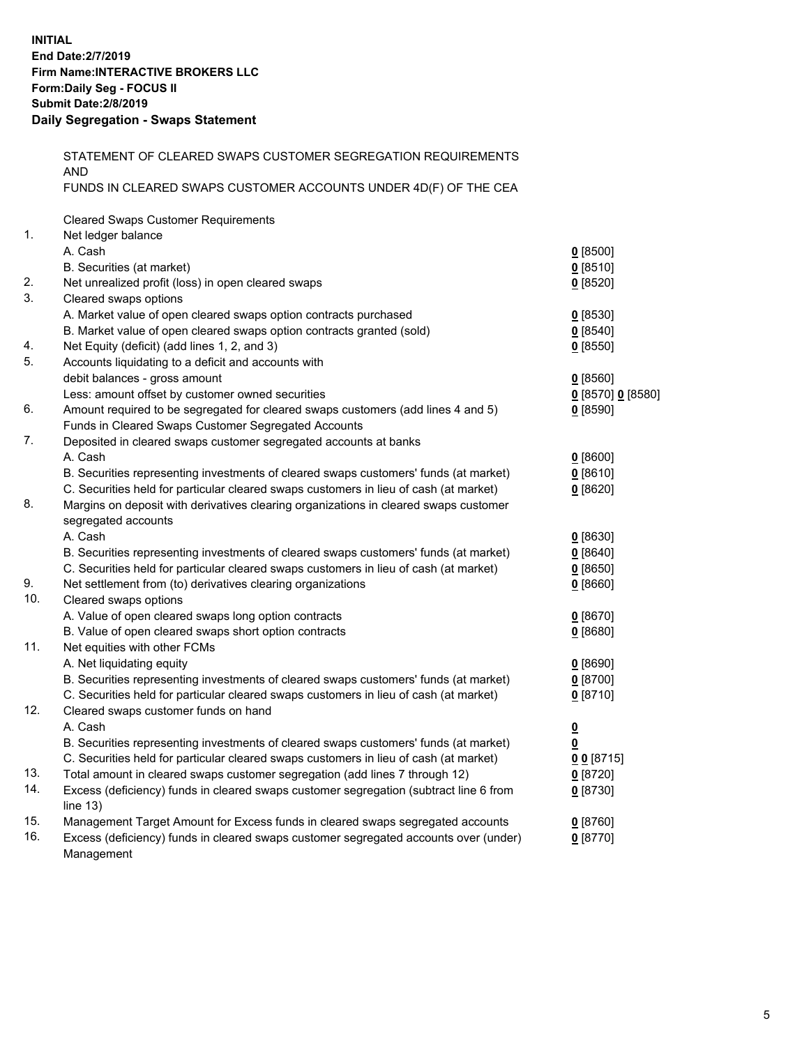**INITIAL**
**End Date:2/7/2019**
**Firm Name:INTERACTIVE BROKERS LLC**
**Form:Daily Seg - FOCUS II**
**Submit Date:2/8/2019**
**Daily Segregation - Swaps Statement**

STATEMENT OF CLEARED SWAPS CUSTOMER SEGREGATION REQUIREMENTS AND FUNDS IN CLEARED SWAPS CUSTOMER ACCOUNTS UNDER 4D(F) OF THE CEA

| | | |
|---|---|---|
| | Cleared Swaps Customer Requirements | |
| 1. | Net ledger balance | |
| | A. Cash | 0 [8500] |
| | B. Securities (at market) | 0 [8510] |
| 2. | Net unrealized profit (loss) in open cleared swaps | 0 [8520] |
| 3. | Cleared swaps options | |
| | A. Market value of open cleared swaps option contracts purchased | 0 [8530] |
| | B. Market value of open cleared swaps option contracts granted (sold) | 0 [8540] |
| 4. | Net Equity (deficit) (add lines 1, 2, and 3) | 0 [8550] |
| 5. | Accounts liquidating to a deficit and accounts with debit balances - gross amount | 0 [8560] |
| | Less: amount offset by customer owned securities | 0 [8570] 0 [8580] |
| 6. | Amount required to be segregated for cleared swaps customers (add lines 4 and 5) | 0 [8590] |
| | Funds in Cleared Swaps Customer Segregated Accounts | |
| 7. | Deposited in cleared swaps customer segregated accounts at banks | |
| | A. Cash | 0 [8600] |
| | B. Securities representing investments of cleared swaps customers' funds (at market) | 0 [8610] |
| | C. Securities held for particular cleared swaps customers in lieu of cash (at market) | 0 [8620] |
| 8. | Margins on deposit with derivatives clearing organizations in cleared swaps customer segregated accounts | |
| | A. Cash | 0 [8630] |
| | B. Securities representing investments of cleared swaps customers' funds (at market) | 0 [8640] |
| | C. Securities held for particular cleared swaps customers in lieu of cash (at market) | 0 [8650] |
| 9. | Net settlement from (to) derivatives clearing organizations | 0 [8660] |
| 10. | Cleared swaps options | |
| | A. Value of open cleared swaps long option contracts | 0 [8670] |
| | B. Value of open cleared swaps short option contracts | 0 [8680] |
| 11. | Net equities with other FCMs | |
| | A. Net liquidating equity | 0 [8690] |
| | B. Securities representing investments of cleared swaps customers' funds (at market) | 0 [8700] |
| | C. Securities held for particular cleared swaps customers in lieu of cash (at market) | 0 [8710] |
| 12. | Cleared swaps customer funds on hand | |
| | A. Cash | 0 |
| | B. Securities representing investments of cleared swaps customers' funds (at market) | 0 |
| | C. Securities held for particular cleared swaps customers in lieu of cash (at market) | 0 0 [8715] |
| 13. | Total amount in cleared swaps customer segregation (add lines 7 through 12) | 0 [8720] |
| 14. | Excess (deficiency) funds in cleared swaps customer segregation (subtract line 6 from line 13) | 0 [8730] |
| 15. | Management Target Amount for Excess funds in cleared swaps segregated accounts | 0 [8760] |
| 16. | Excess (deficiency) funds in cleared swaps customer segregated accounts over (under) Management | 0 [8770] |